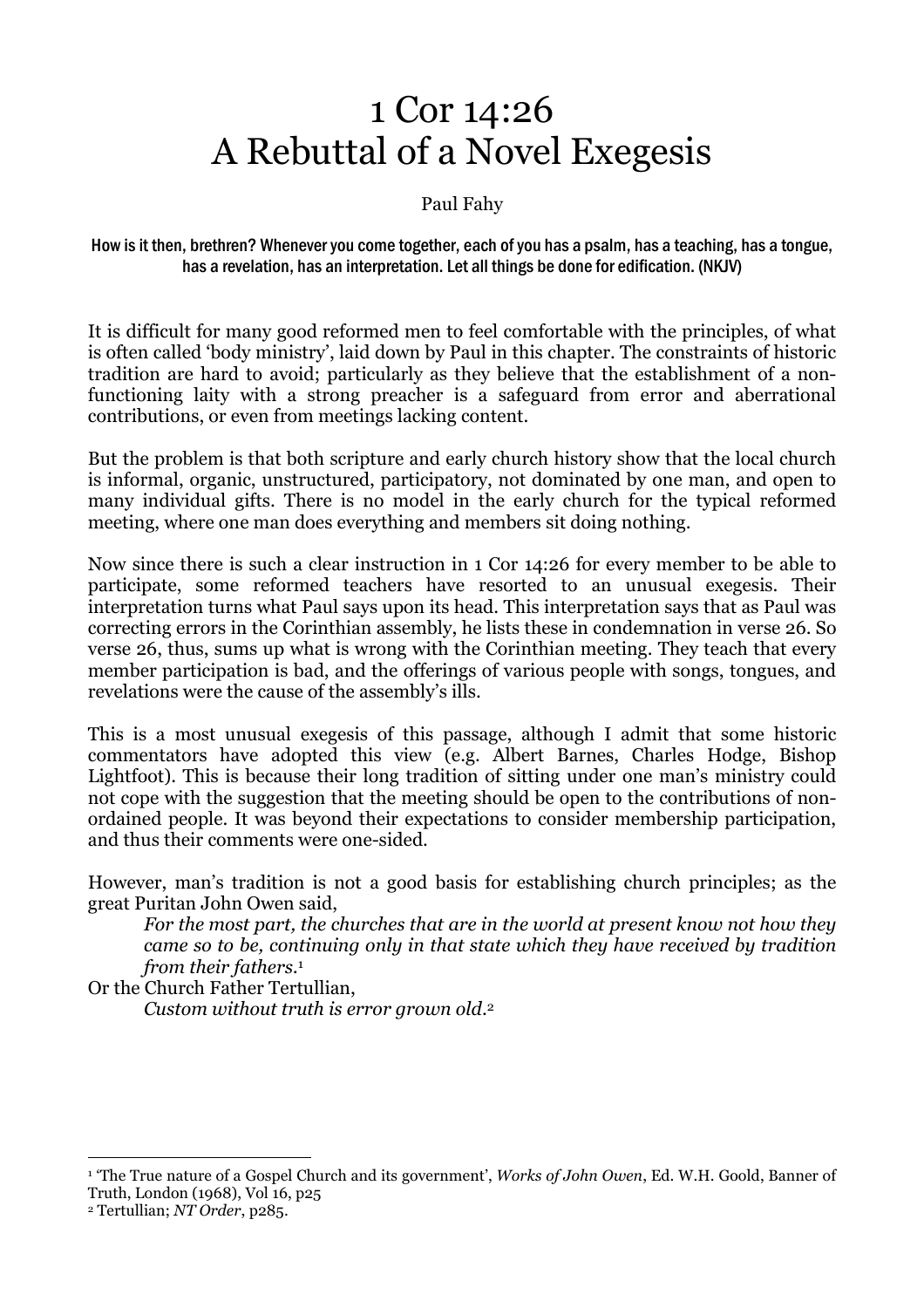# 1 Cor 14:26
# A Rebuttal of a Novel Exegesis

Paul Fahy

**How is it then, brethren? Whenever you come together, each of you has a psalm, has a teaching, has a tongue, has a revelation, has an interpretation. Let all things be done for edification. (NKJV)**

It is difficult for many good reformed men to feel comfortable with the principles, of what is often called 'body ministry', laid down by Paul in this chapter. The constraints of historic tradition are hard to avoid; particularly as they believe that the establishment of a non-functioning laity with a strong preacher is a safeguard from error and aberrational contributions, or even from meetings lacking content.

But the problem is that both scripture and early church history show that the local church is informal, organic, unstructured, participatory, not dominated by one man, and open to many individual gifts. There is no model in the early church for the typical reformed meeting, where one man does everything and members sit doing nothing.

Now since there is such a clear instruction in 1 Cor 14:26 for every member to be able to participate, some reformed teachers have resorted to an unusual exegesis. Their interpretation turns what Paul says upon its head. This interpretation says that as Paul was correcting errors in the Corinthian assembly, he lists these in condemnation in verse 26. So verse 26, thus, sums up what is wrong with the Corinthian meeting. They teach that every member participation is bad, and the offerings of various people with songs, tongues, and revelations were the cause of the assembly's ills.

This is a most unusual exegesis of this passage, although I admit that some historic commentators have adopted this view (e.g. Albert Barnes, Charles Hodge, Bishop Lightfoot). This is because their long tradition of sitting under one man's ministry could not cope with the suggestion that the meeting should be open to the contributions of non-ordained people. It was beyond their expectations to consider membership participation, and thus their comments were one-sided.

However, man's tradition is not a good basis for establishing church principles; as the great Puritan John Owen said,

> *For the most part, the churches that are in the world at present know not how they came so to be, continuing only in that state which they have received by tradition from their fathers.*[1]

Or the Church Father Tertullian,

> *Custom without truth is error grown old.*[2]

---

[1] 'The True nature of a Gospel Church and its government', *Works of John Owen*, Ed. W.H. Goold, Banner of Truth, London (1968), Vol 16, p25

[2] Tertullian; *NT Order*, p285.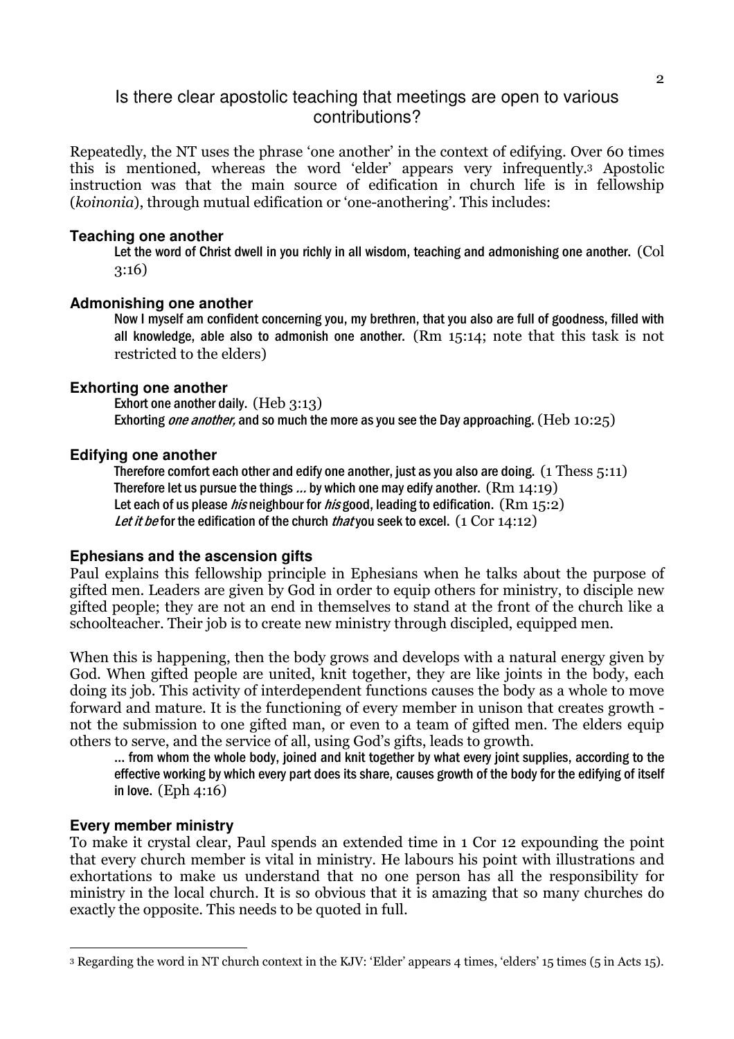## Is there clear apostolic teaching that meetings are open to various contributions?

Repeatedly, the NT uses the phrase 'one another' in the context of edifying. Over 60 times this is mentioned, whereas the word 'elder' appears very infrequently.[3] Apostolic instruction was that the main source of edification in church life is in fellowship (*koinonia*), through mutual edification or 'one-anothering'. This includes:

### Teaching one another

> Let the word of Christ dwell in you richly in all wisdom, teaching and admonishing one another. (Col 3:16)

### Admonishing one another

> Now I myself am confident concerning you, my brethren, that you also are full of goodness, filled with all knowledge, able also to admonish one another. (Rm 15:14; note that this task is not restricted to the elders)

### Exhorting one another

> Exhort one another daily. (Heb 3:13)
> Exhorting *one another,* and so much the more as you see the Day approaching. (Heb 10:25)

### Edifying one another

> Therefore comfort each other and edify one another, just as you also are doing. (1 Thess 5:11)
> Therefore let us pursue the things ... by which one may edify another. (Rm 14:19)
> Let each of us please *his* neighbour for *his* good, leading to edification. (Rm 15:2)
> *Let it be* for the edification of the church *that* you seek to excel. (1 Cor 14:12)

### Ephesians and the ascension gifts

Paul explains this fellowship principle in Ephesians when he talks about the purpose of gifted men. Leaders are given by God in order to equip others for ministry, to disciple new gifted people; they are not an end in themselves to stand at the front of the church like a schoolteacher. Their job is to create new ministry through discipled, equipped men.

When this is happening, then the body grows and develops with a natural energy given by God. When gifted people are united, knit together, they are like joints in the body, each doing its job. This activity of interdependent functions causes the body as a whole to move forward and mature. It is the functioning of every member in unison that creates growth - not the submission to one gifted man, or even to a team of gifted men. The elders equip others to serve, and the service of all, using God's gifts, leads to growth.

> ... from whom the whole body, joined and knit together by what every joint supplies, according to the effective working by which every part does its share, causes growth of the body for the edifying of itself in love. (Eph 4:16)

### Every member ministry

To make it crystal clear, Paul spends an extended time in 1 Cor 12 expounding the point that every church member is vital in ministry. He labours his point with illustrations and exhortations to make us understand that no one person has all the responsibility for ministry in the local church. It is so obvious that it is amazing that so many churches do exactly the opposite. This needs to be quoted in full.

---

[3] Regarding the word in NT church context in the KJV: 'Elder' appears 4 times, 'elders' 15 times (5 in Acts 15).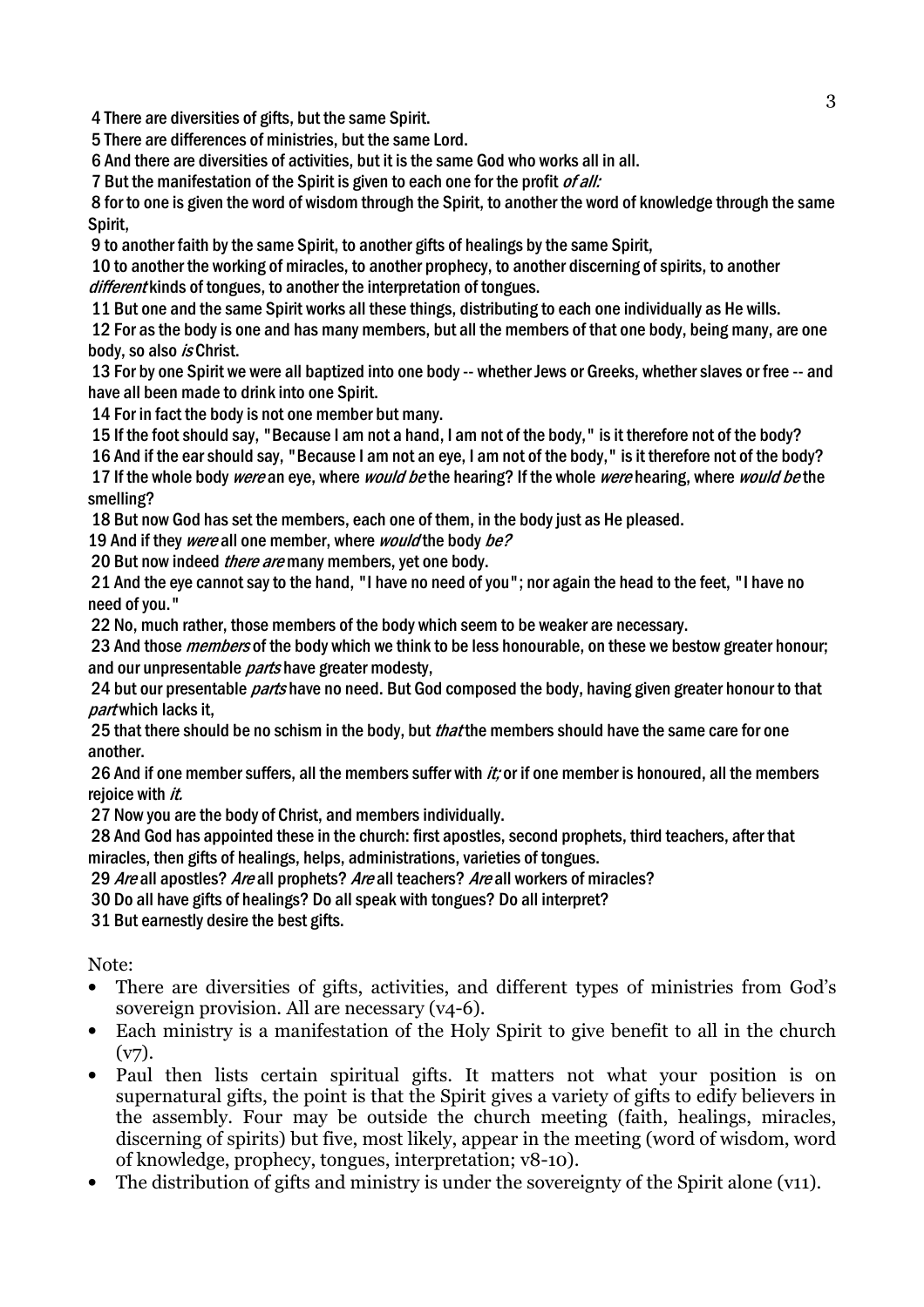4 There are diversities of gifts, but the same Spirit.

5 There are differences of ministries, but the same Lord.

6 And there are diversities of activities, but it is the same God who works all in all.

7 But the manifestation of the Spirit is given to each one for the profit *of all:*

8 for to one is given the word of wisdom through the Spirit, to another the word of knowledge through the same Spirit,

9 to another faith by the same Spirit, to another gifts of healings by the same Spirit,

10 to another the working of miracles, to another prophecy, to another discerning of spirits, to another *different* kinds of tongues, to another the interpretation of tongues.

11 But one and the same Spirit works all these things, distributing to each one individually as He wills.

12 For as the body is one and has many members, but all the members of that one body, being many, are one body, so also *is* Christ.

13 For by one Spirit we were all baptized into one body -- whether Jews or Greeks, whether slaves or free -- and have all been made to drink into one Spirit.

14 For in fact the body is not one member but many.

15 If the foot should say, "Because I am not a hand, I am not of the body," is it therefore not of the body?

16 And if the ear should say, "Because I am not an eye, I am not of the body," is it therefore not of the body?

17 If the whole body *were* an eye, where *would be* the hearing? If the whole *were* hearing, where *would be* the smelling?

18 But now God has set the members, each one of them, in the body just as He pleased.

19 And if they *were* all one member, where *would* the body *be?*

20 But now indeed *there are* many members, yet one body.

21 And the eye cannot say to the hand, "I have no need of you"; nor again the head to the feet, "I have no need of you."

22 No, much rather, those members of the body which seem to be weaker are necessary.

23 And those *members* of the body which we think to be less honourable, on these we bestow greater honour; and our unpresentable *parts* have greater modesty,

24 but our presentable *parts* have no need. But God composed the body, having given greater honour to that *part* which lacks it,

25 that there should be no schism in the body, but *that* the members should have the same care for one another.

26 And if one member suffers, all the members suffer with *it;* or if one member is honoured, all the members rejoice with *it.*

27 Now you are the body of Christ, and members individually.

28 And God has appointed these in the church: first apostles, second prophets, third teachers, after that miracles, then gifts of healings, helps, administrations, varieties of tongues.

29 *Are* all apostles? *Are* all prophets? *Are* all teachers? *Are* all workers of miracles?

30 Do all have gifts of healings? Do all speak with tongues? Do all interpret?

31 But earnestly desire the best gifts.

Note:

- There are diversities of gifts, activities, and different types of ministries from God's sovereign provision. All are necessary (v4-6).
- Each ministry is a manifestation of the Holy Spirit to give benefit to all in the church (v7).
- Paul then lists certain spiritual gifts. It matters not what your position is on supernatural gifts, the point is that the Spirit gives a variety of gifts to edify believers in the assembly. Four may be outside the church meeting (faith, healings, miracles, discerning of spirits) but five, most likely, appear in the meeting (word of wisdom, word of knowledge, prophecy, tongues, interpretation; v8-10).
- The distribution of gifts and ministry is under the sovereignty of the Spirit alone (v11).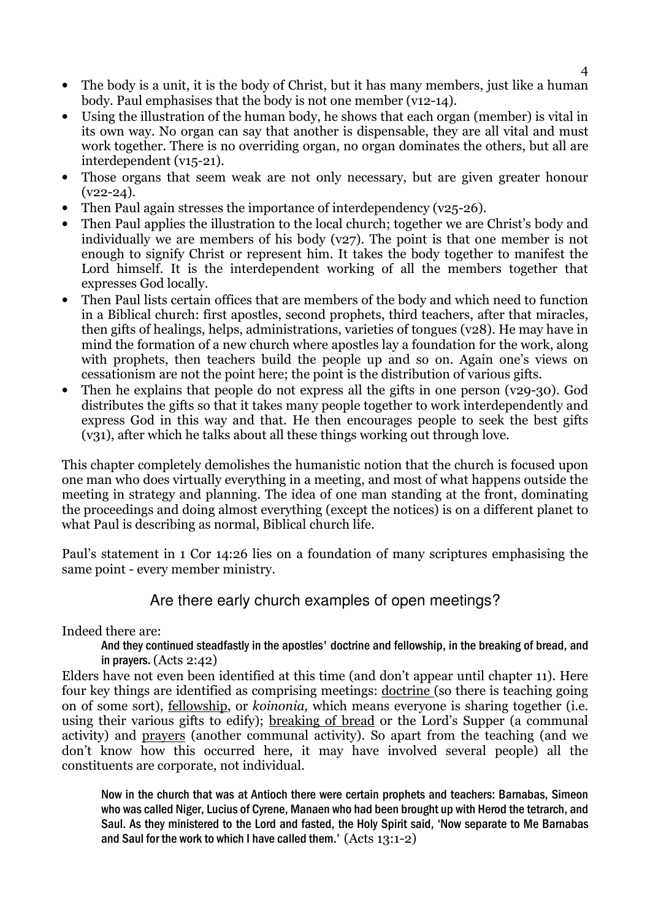- The body is a unit, it is the body of Christ, but it has many members, just like a human body. Paul emphasises that the body is not one member (v12-14).
- Using the illustration of the human body, he shows that each organ (member) is vital in its own way. No organ can say that another is dispensable, they are all vital and must work together. There is no overriding organ, no organ dominates the others, but all are interdependent (v15-21).
- Those organs that seem weak are not only necessary, but are given greater honour (v22-24).
- Then Paul again stresses the importance of interdependency (v25-26).
- Then Paul applies the illustration to the local church; together we are Christ's body and individually we are members of his body (v27). The point is that one member is not enough to signify Christ or represent him. It takes the body together to manifest the Lord himself. It is the interdependent working of all the members together that expresses God locally.
- Then Paul lists certain offices that are members of the body and which need to function in a Biblical church: first apostles, second prophets, third teachers, after that miracles, then gifts of healings, helps, administrations, varieties of tongues (v28). He may have in mind the formation of a new church where apostles lay a foundation for the work, along with prophets, then teachers build the people up and so on. Again one's views on cessationism are not the point here; the point is the distribution of various gifts.
- Then he explains that people do not express all the gifts in one person (v29-30). God distributes the gifts so that it takes many people together to work interdependently and express God in this way and that. He then encourages people to seek the best gifts (v31), after which he talks about all these things working out through love.

This chapter completely demolishes the humanistic notion that the church is focused upon one man who does virtually everything in a meeting, and most of what happens outside the meeting in strategy and planning. The idea of one man standing at the front, dominating the proceedings and doing almost everything (except the notices) is on a different planet to what Paul is describing as normal, Biblical church life.

Paul's statement in 1 Cor 14:26 lies on a foundation of many scriptures emphasising the same point - every member ministry.

## Are there early church examples of open meetings?

Indeed there are:

> **And they continued steadfastly in the apostles' doctrine and fellowship, in the breaking of bread, and in prayers.** (Acts 2:42)

Elders have not even been identified at this time (and don't appear until chapter 11). Here four key things are identified as comprising meetings: doctrine (so there is teaching going on of some sort), fellowship, or *koinonia,* which means everyone is sharing together (i.e. using their various gifts to edify); breaking of bread or the Lord's Supper (a communal activity) and prayers (another communal activity). So apart from the teaching (and we don't know how this occurred here, it may have involved several people) all the constituents are corporate, not individual.

> **Now in the church that was at Antioch there were certain prophets and teachers: Barnabas, Simeon who was called Niger, Lucius of Cyrene, Manaen who had been brought up with Herod the tetrarch, and Saul. As they ministered to the Lord and fasted, the Holy Spirit said, 'Now separate to Me Barnabas and Saul for the work to which I have called them.'** (Acts 13:1-2)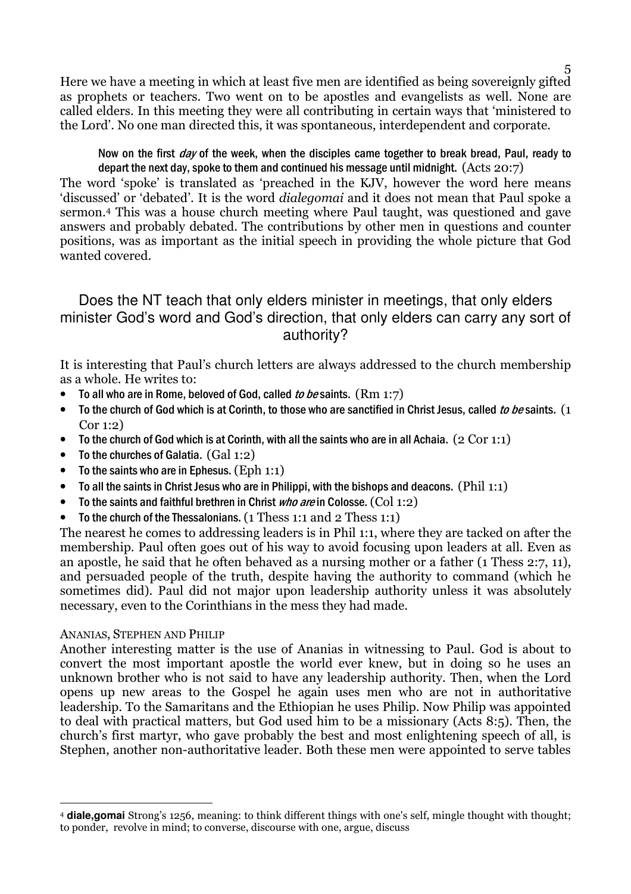Here we have a meeting in which at least five men are identified as being sovereignly gifted as prophets or teachers. Two went on to be apostles and evangelists as well. None are called elders. In this meeting they were all contributing in certain ways that 'ministered to the Lord'. No one man directed this, it was spontaneous, interdependent and corporate.

> **Now on the first *day* of the week, when the disciples came together to break bread, Paul, ready to depart the next day, spoke to them and continued his message until midnight.** (Acts 20:7)

The word 'spoke' is translated as 'preached in the KJV, however the word here means 'discussed' or 'debated'. It is the word *dialegomai* and it does not mean that Paul spoke a sermon.[4] This was a house church meeting where Paul taught, was questioned and gave answers and probably debated. The contributions by other men in questions and counter positions, was as important as the initial speech in providing the whole picture that God wanted covered.

## Does the NT teach that only elders minister in meetings, that only elders minister God's word and God's direction, that only elders can carry any sort of authority?

It is interesting that Paul's church letters are always addressed to the church membership as a whole. He writes to:

- **To all who are in Rome, beloved of God, called *to be* saints.** (Rm 1:7)
- **To the church of God which is at Corinth, to those who are sanctified in Christ Jesus, called *to be* saints.** (1 Cor 1:2)
- **To the church of God which is at Corinth, with all the saints who are in all Achaia.** (2 Cor 1:1)
- **To the churches of Galatia.** (Gal 1:2)
- **To the saints who are in Ephesus.** (Eph 1:1)
- **To all the saints in Christ Jesus who are in Philippi, with the bishops and deacons.** (Phil 1:1)
- **To the saints and faithful brethren in Christ *who are* in Colosse.** (Col 1:2)
- **To the church of the Thessalonians.** (1 Thess 1:1 and 2 Thess 1:1)

The nearest he comes to addressing leaders is in Phil 1:1, where they are tacked on after the membership. Paul often goes out of his way to avoid focusing upon leaders at all. Even as an apostle, he said that he often behaved as a nursing mother or a father (1 Thess 2:7, 11), and persuaded people of the truth, despite having the authority to command (which he sometimes did). Paul did not major upon leadership authority unless it was absolutely necessary, even to the Corinthians in the mess they had made.

### ANANIAS, STEPHEN AND PHILIP

Another interesting matter is the use of Ananias in witnessing to Paul. God is about to convert the most important apostle the world ever knew, but in doing so he uses an unknown brother who is not said to have any leadership authority. Then, when the Lord opens up new areas to the Gospel he again uses men who are not in authoritative leadership. To the Samaritans and the Ethiopian he uses Philip. Now Philip was appointed to deal with practical matters, but God used him to be a missionary (Acts 8:5). Then, the church's first martyr, who gave probably the best and most enlightening speech of all, is Stephen, another non-authoritative leader. Both these men were appointed to serve tables

---

[4] **diale,gomai** Strong's 1256, meaning: to think different things with one's self, mingle thought with thought; to ponder, revolve in mind; to converse, discourse with one, argue, discuss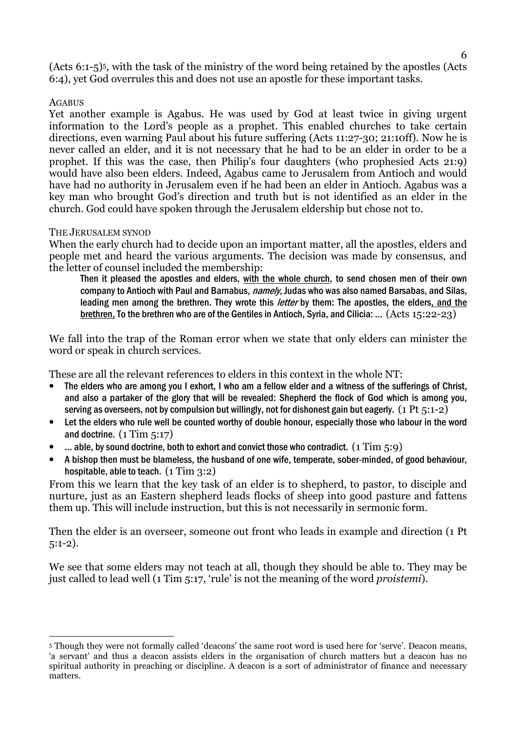(Acts 6:1-5)[5], with the task of the ministry of the word being retained by the apostles (Acts 6:4), yet God overrules this and does not use an apostle for these important tasks.

### AGABUS

Yet another example is Agabus. He was used by God at least twice in giving urgent information to the Lord's people as a prophet. This enabled churches to take certain directions, even warning Paul about his future suffering (Acts 11:27-30; 21:10ff). Now he is never called an elder, and it is not necessary that he had to be an elder in order to be a prophet. If this was the case, then Philip's four daughters (who prophesied Acts 21:9) would have also been elders. Indeed, Agabus came to Jerusalem from Antioch and would have had no authority in Jerusalem even if he had been an elder in Antioch. Agabus was a key man who brought God's direction and truth but is not identified as an elder in the church. God could have spoken through the Jerusalem eldership but chose not to.

### THE JERUSALEM SYNOD

When the early church had to decide upon an important matter, all the apostles, elders and people met and heard the various arguments. The decision was made by consensus, and the letter of counsel included the membership:

> Then it pleased the apostles and elders, <u>with the whole church</u>, to send chosen men of their own company to Antioch with Paul and Barnabus, *namely,* Judas who was also named Barsabas, and Silas, leading men among the brethren. They wrote this *letter* by them: The apostles, the elders<u>, and the brethren,</u> To the brethren who are of the Gentiles in Antioch, Syria, and Cilicia: ... (Acts 15:22-23)

We fall into the trap of the Roman error when we state that only elders can minister the word or speak in church services.

These are all the relevant references to elders in this context in the whole NT:

- The elders who are among you I exhort, I who am a fellow elder and a witness of the sufferings of Christ, and also a partaker of the glory that will be revealed: Shepherd the flock of God which is among you, serving as overseers, not by compulsion but willingly, not for dishonest gain but eagerly. (1 Pt 5:1-2)
- Let the elders who rule well be counted worthy of double honour, especially those who labour in the word and doctrine. (1 Tim 5:17)
- ... able, by sound doctrine, both to exhort and convict those who contradict. (1 Tim 5:9)
- A bishop then must be blameless, the husband of one wife, temperate, sober-minded, of good behaviour, hospitable, able to teach. (1 Tim 3:2)

From this we learn that the key task of an elder is to shepherd, to pastor, to disciple and nurture, just as an Eastern shepherd leads flocks of sheep into good pasture and fattens them up. This will include instruction, but this is not necessarily in sermonic form.

Then the elder is an overseer, someone out front who leads in example and direction (1 Pt 5:1-2).

We see that some elders may not teach at all, though they should be able to. They may be just called to lead well (1 Tim 5:17, 'rule' is not the meaning of the word *proistemi*).

---

[5] Though they were not formally called 'deacons' the same root word is used here for 'serve'. Deacon means, 'a servant' and thus a deacon assists elders in the organisation of church matters but a deacon has no spiritual authority in preaching or discipline. A deacon is a sort of administrator of finance and necessary matters.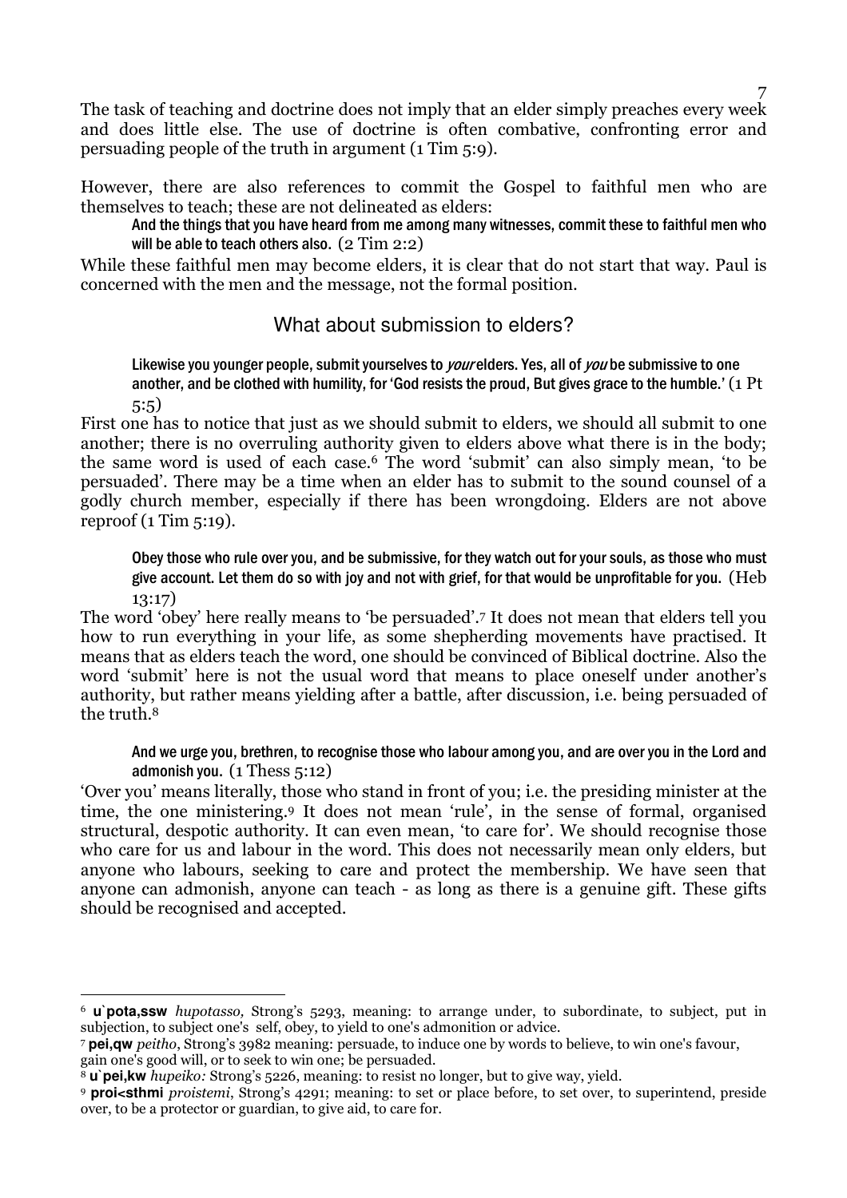The task of teaching and doctrine does not imply that an elder simply preaches every week and does little else. The use of doctrine is often combative, confronting error and persuading people of the truth in argument (1 Tim 5:9).

However, there are also references to commit the Gospel to faithful men who are themselves to teach; these are not delineated as elders:

> And the things that you have heard from me among many witnesses, commit these to faithful men who will be able to teach others also. (2 Tim 2:2)

While these faithful men may become elders, it is clear that do not start that way. Paul is concerned with the men and the message, not the formal position.

## What about submission to elders?

> Likewise you younger people, submit yourselves to *your* elders. Yes, all of *you* be submissive to one another, and be clothed with humility, for 'God resists the proud, But gives grace to the humble.' (1 Pt 5:5)

First one has to notice that just as we should submit to elders, we should all submit to one another; there is no overruling authority given to elders above what there is in the body; the same word is used of each case.[6] The word 'submit' can also simply mean, 'to be persuaded'. There may be a time when an elder has to submit to the sound counsel of a godly church member, especially if there has been wrongdoing. Elders are not above reproof (1 Tim 5:19).

> Obey those who rule over you, and be submissive, for they watch out for your souls, as those who must give account. Let them do so with joy and not with grief, for that would be unprofitable for you. (Heb 13:17)

The word 'obey' here really means to 'be persuaded'.[7] It does not mean that elders tell you how to run everything in your life, as some shepherding movements have practised. It means that as elders teach the word, one should be convinced of Biblical doctrine. Also the word 'submit' here is not the usual word that means to place oneself under another's authority, but rather means yielding after a battle, after discussion, i.e. being persuaded of the truth.[8]

> And we urge you, brethren, to recognise those who labour among you, and are over you in the Lord and admonish you. (1 Thess 5:12)

'Over you' means literally, those who stand in front of you; i.e. the presiding minister at the time, the one ministering.[9] It does not mean 'rule', in the sense of formal, organised structural, despotic authority. It can even mean, 'to care for'. We should recognise those who care for us and labour in the word. This does not necessarily mean only elders, but anyone who labours, seeking to care and protect the membership. We have seen that anyone can admonish, anyone can teach - as long as there is a genuine gift. These gifts should be recognised and accepted.

---

[6] **u`pota,ssw** *hupotasso,* Strong's 5293, meaning: to arrange under, to subordinate, to subject, put in subjection, to subject one's self, obey, to yield to one's admonition or advice.

[7] **pei,qw** *peitho*, Strong's 3982 meaning: persuade, to induce one by words to believe, to win one's favour, gain one's good will, or to seek to win one; be persuaded.

[8] **u`pei,kw** *hupeiko:* Strong's 5226, meaning: to resist no longer, but to give way, yield.

[9] **proi<sthmi** *proistemi*, Strong's 4291; meaning: to set or place before, to set over, to superintend, preside over, to be a protector or guardian, to give aid, to care for.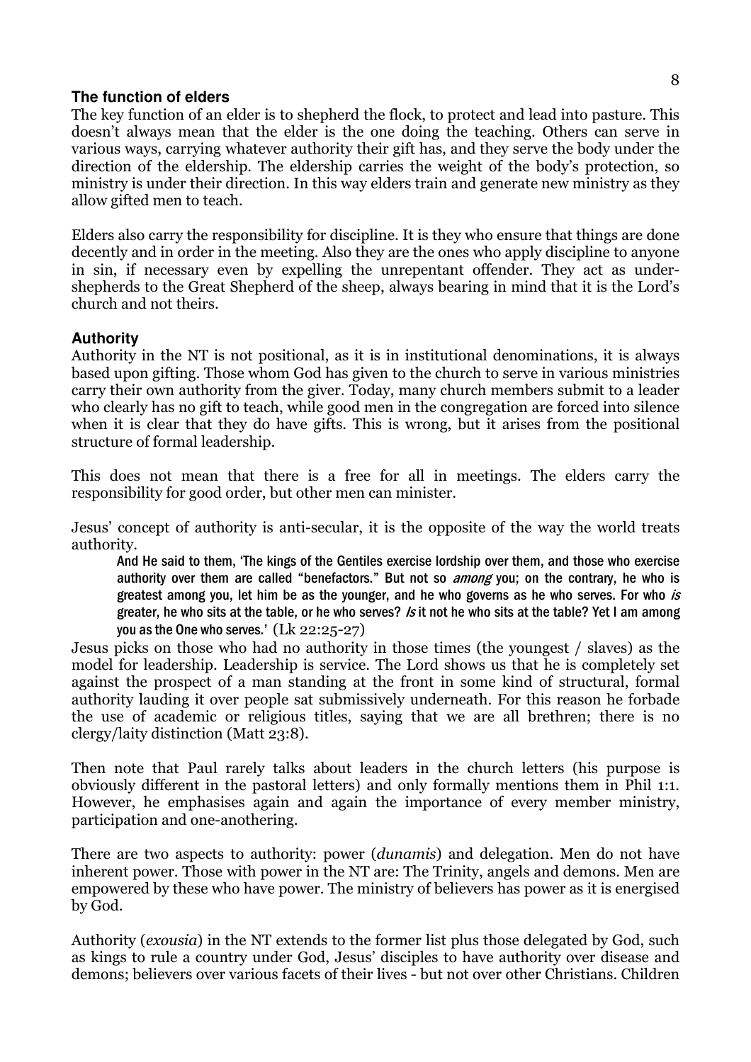### The function of elders

The key function of an elder is to shepherd the flock, to protect and lead into pasture. This doesn't always mean that the elder is the one doing the teaching. Others can serve in various ways, carrying whatever authority their gift has, and they serve the body under the direction of the eldership. The eldership carries the weight of the body's protection, so ministry is under their direction. In this way elders train and generate new ministry as they allow gifted men to teach.

Elders also carry the responsibility for discipline. It is they who ensure that things are done decently and in order in the meeting. Also they are the ones who apply discipline to anyone in sin, if necessary even by expelling the unrepentant offender. They act as under-shepherds to the Great Shepherd of the sheep, always bearing in mind that it is the Lord's church and not theirs.

### Authority

Authority in the NT is not positional, as it is in institutional denominations, it is always based upon gifting. Those whom God has given to the church to serve in various ministries carry their own authority from the giver. Today, many church members submit to a leader who clearly has no gift to teach, while good men in the congregation are forced into silence when it is clear that they do have gifts. This is wrong, but it arises from the positional structure of formal leadership.

This does not mean that there is a free for all in meetings. The elders carry the responsibility for good order, but other men can minister.

Jesus' concept of authority is anti-secular, it is the opposite of the way the world treats authority.

> And He said to them, 'The kings of the Gentiles exercise lordship over them, and those who exercise authority over them are called "benefactors." But not so *among* you; on the contrary, he who is greatest among you, let him be as the younger, and he who governs as he who serves. For who *is* greater, he who sits at the table, or he who serves? *Is* it not he who sits at the table? Yet I am among you as the One who serves.' (Lk 22:25-27)

Jesus picks on those who had no authority in those times (the youngest / slaves) as the model for leadership. Leadership is service. The Lord shows us that he is completely set against the prospect of a man standing at the front in some kind of structural, formal authority lauding it over people sat submissively underneath. For this reason he forbade the use of academic or religious titles, saying that we are all brethren; there is no clergy/laity distinction (Matt 23:8).

Then note that Paul rarely talks about leaders in the church letters (his purpose is obviously different in the pastoral letters) and only formally mentions them in Phil 1:1. However, he emphasises again and again the importance of every member ministry, participation and one-anothering.

There are two aspects to authority: power (*dunamis*) and delegation. Men do not have inherent power. Those with power in the NT are: The Trinity, angels and demons. Men are empowered by these who have power. The ministry of believers has power as it is energised by God.

Authority (*exousia*) in the NT extends to the former list plus those delegated by God, such as kings to rule a country under God, Jesus' disciples to have authority over disease and demons; believers over various facets of their lives - but not over other Christians. Children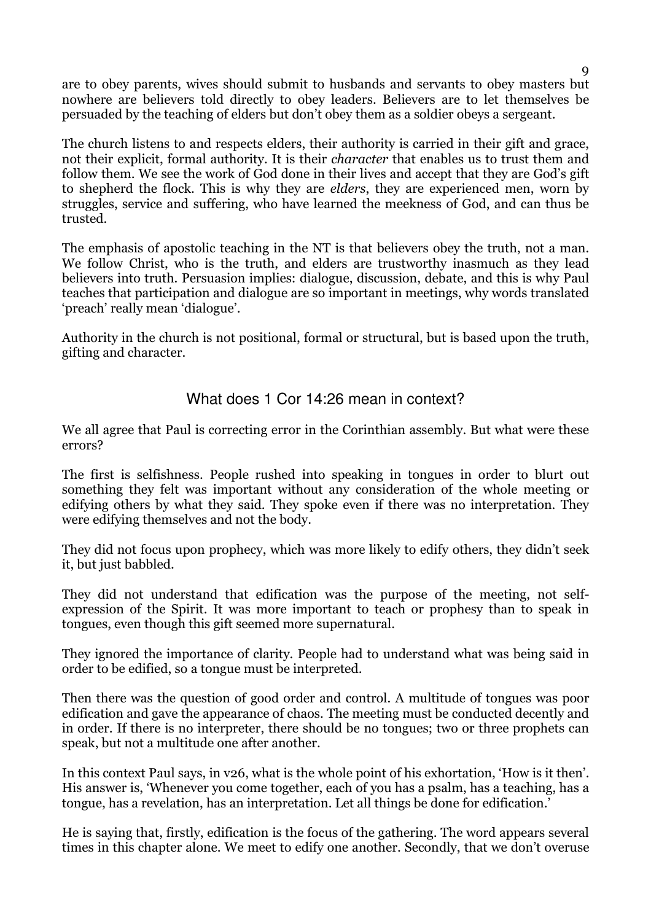are to obey parents, wives should submit to husbands and servants to obey masters but nowhere are believers told directly to obey leaders. Believers are to let themselves be persuaded by the teaching of elders but don't obey them as a soldier obeys a sergeant.

The church listens to and respects elders, their authority is carried in their gift and grace, not their explicit, formal authority. It is their *character* that enables us to trust them and follow them. We see the work of God done in their lives and accept that they are God's gift to shepherd the flock. This is why they are *elders*, they are experienced men, worn by struggles, service and suffering, who have learned the meekness of God, and can thus be trusted.

The emphasis of apostolic teaching in the NT is that believers obey the truth, not a man. We follow Christ, who is the truth, and elders are trustworthy inasmuch as they lead believers into truth. Persuasion implies: dialogue, discussion, debate, and this is why Paul teaches that participation and dialogue are so important in meetings, why words translated 'preach' really mean 'dialogue'.

Authority in the church is not positional, formal or structural, but is based upon the truth, gifting and character.

## What does 1 Cor 14:26 mean in context?

We all agree that Paul is correcting error in the Corinthian assembly. But what were these errors?

The first is selfishness. People rushed into speaking in tongues in order to blurt out something they felt was important without any consideration of the whole meeting or edifying others by what they said. They spoke even if there was no interpretation. They were edifying themselves and not the body.

They did not focus upon prophecy, which was more likely to edify others, they didn't seek it, but just babbled.

They did not understand that edification was the purpose of the meeting, not self-expression of the Spirit. It was more important to teach or prophesy than to speak in tongues, even though this gift seemed more supernatural.

They ignored the importance of clarity. People had to understand what was being said in order to be edified, so a tongue must be interpreted.

Then there was the question of good order and control. A multitude of tongues was poor edification and gave the appearance of chaos. The meeting must be conducted decently and in order. If there is no interpreter, there should be no tongues; two or three prophets can speak, but not a multitude one after another.

In this context Paul says, in v26, what is the whole point of his exhortation, 'How is it then'. His answer is, 'Whenever you come together, each of you has a psalm, has a teaching, has a tongue, has a revelation, has an interpretation. Let all things be done for edification.'

He is saying that, firstly, edification is the focus of the gathering. The word appears several times in this chapter alone. We meet to edify one another. Secondly, that we don't overuse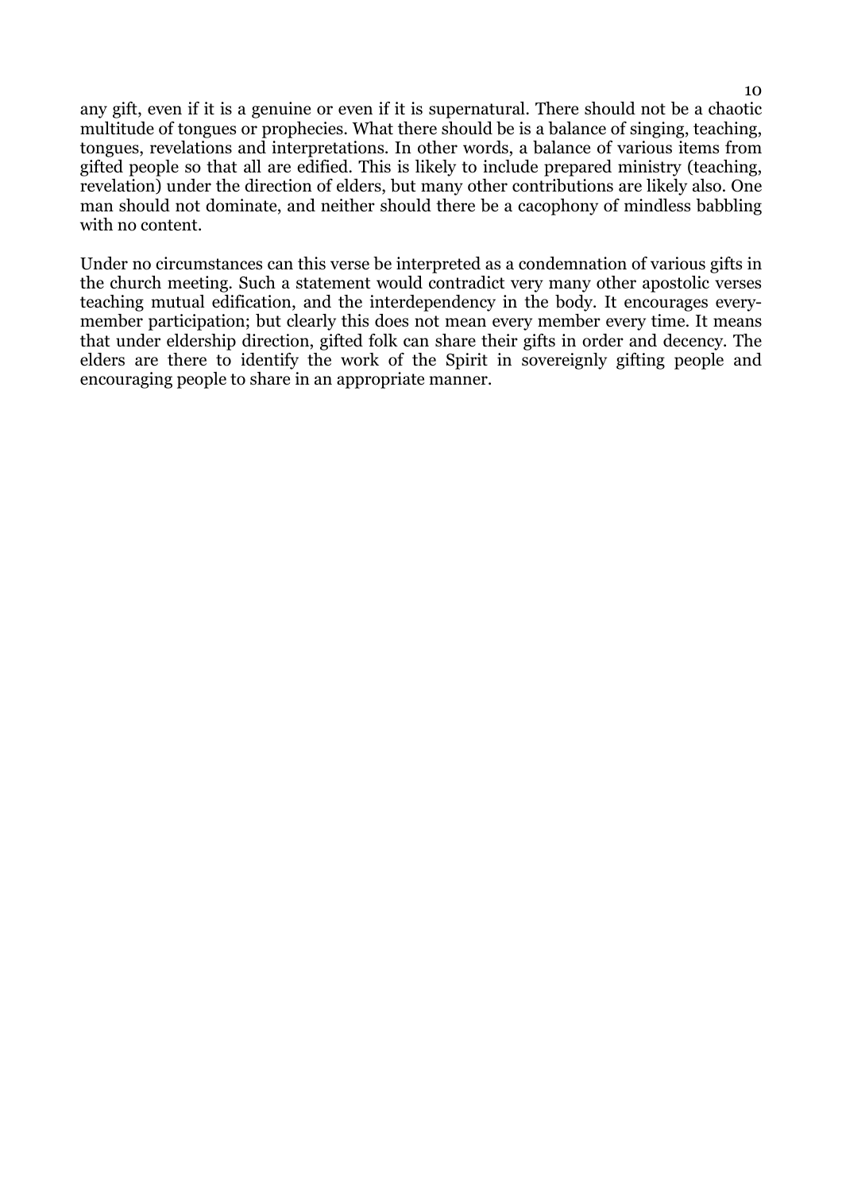any gift, even if it is a genuine or even if it is supernatural. There should not be a chaotic multitude of tongues or prophecies. What there should be is a balance of singing, teaching, tongues, revelations and interpretations. In other words, a balance of various items from gifted people so that all are edified. This is likely to include prepared ministry (teaching, revelation) under the direction of elders, but many other contributions are likely also. One man should not dominate, and neither should there be a cacophony of mindless babbling with no content.

Under no circumstances can this verse be interpreted as a condemnation of various gifts in the church meeting. Such a statement would contradict very many other apostolic verses teaching mutual edification, and the interdependency in the body. It encourages every-member participation; but clearly this does not mean every member every time. It means that under eldership direction, gifted folk can share their gifts in order and decency. The elders are there to identify the work of the Spirit in sovereignly gifting people and encouraging people to share in an appropriate manner.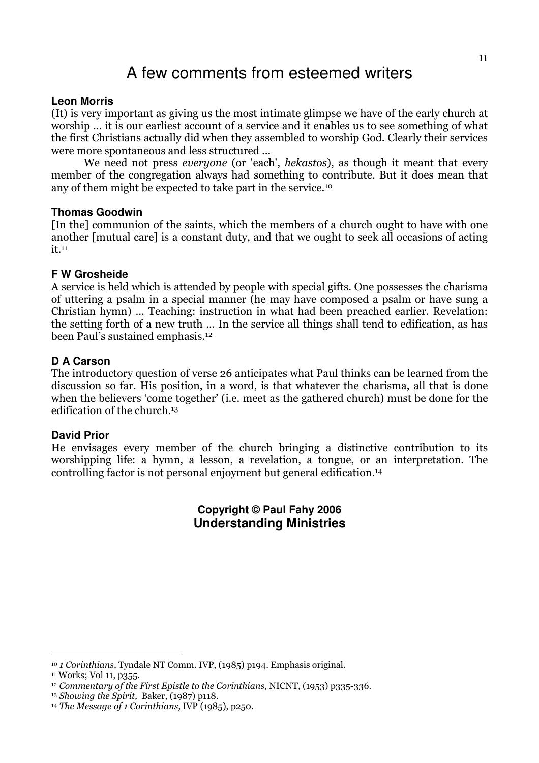# A few comments from esteemed writers

**Leon Morris**

(It) is very important as giving us the most intimate glimpse we have of the early church at worship ... it is our earliest account of a service and it enables us to see something of what the first Christians actually did when they assembled to worship God. Clearly their services were more spontaneous and less structured ...

We need not press *everyone* (or 'each', *hekastos*), as though it meant that every member of the congregation always had something to contribute. But it does mean that any of them might be expected to take part in the service.[10]

**Thomas Goodwin**

[In the] communion of the saints, which the members of a church ought to have with one another [mutual care] is a constant duty, and that we ought to seek all occasions of acting it.[11]

**F W Grosheide**

A service is held which is attended by people with special gifts. One possesses the charisma of uttering a psalm in a special manner (he may have composed a psalm or have sung a Christian hymn) … Teaching: instruction in what had been preached earlier. Revelation: the setting forth of a new truth … In the service all things shall tend to edification, as has been Paul's sustained emphasis.[12]

**D A Carson**

The introductory question of verse 26 anticipates what Paul thinks can be learned from the discussion so far. His position, in a word, is that whatever the charisma, all that is done when the believers 'come together' (i.e. meet as the gathered church) must be done for the edification of the church.[13]

**David Prior**

He envisages every member of the church bringing a distinctive contribution to its worshipping life: a hymn, a lesson, a revelation, a tongue, or an interpretation. The controlling factor is not personal enjoyment but general edification.[14]

**Copyright © Paul Fahy 2006**
**Understanding Ministries**

---

[10] *1 Corinthians*, Tyndale NT Comm. IVP, (1985) p194. Emphasis original.

[11] Works; Vol 11, p355.

[12] *Commentary of the First Epistle to the Corinthians*, NICNT, (1953) p335-336.

[13] *Showing the Spirit,* Baker, (1987) p118.

[14] *The Message of 1 Corinthians,* IVP (1985), p250.